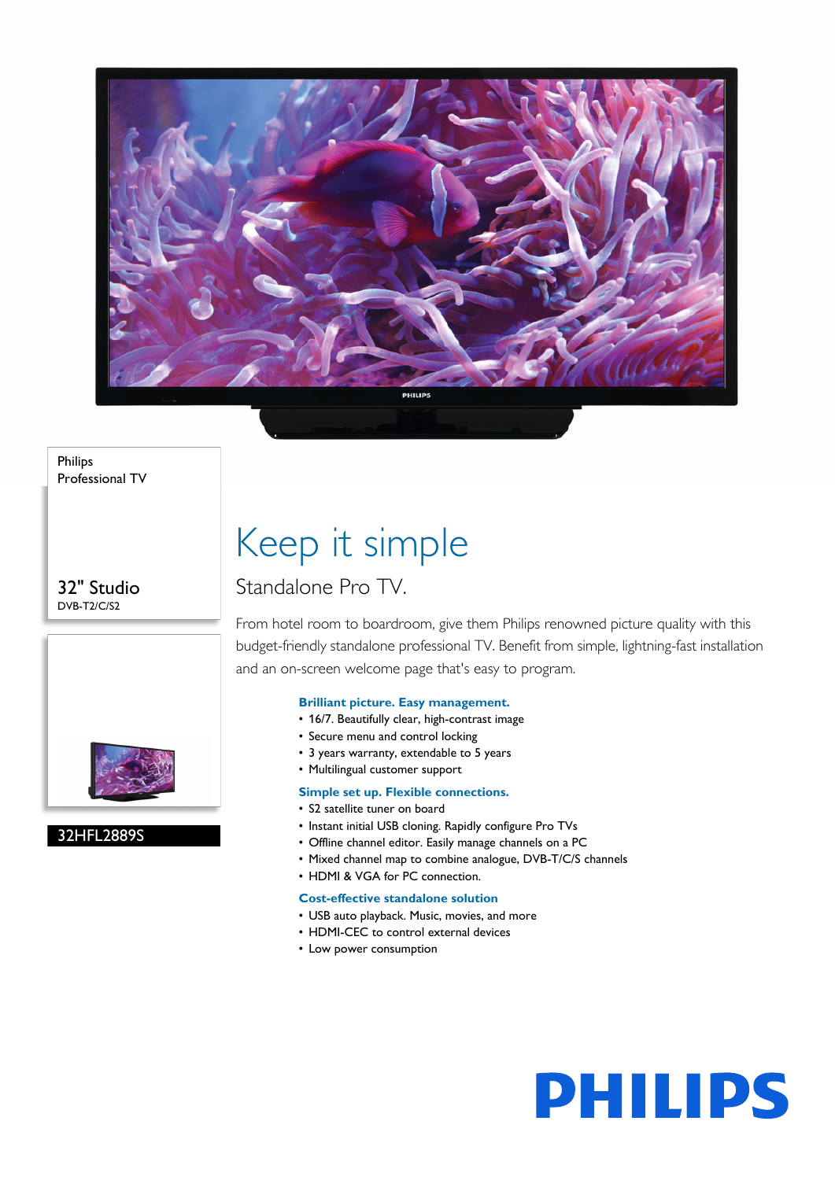Philips
Professional TV

32" Studio
DVB-T2/C/S2

32HFL2889S

# Keep it simple

## Standalone Pro TV.

From hotel room to boardroom, give them Philips renowned picture quality with this budget-friendly standalone professional TV. Benefit from simple, lightning-fast installation and an on-screen welcome page that's easy to program.

### Brilliant picture. Easy management.

- 16/7. Beautifully clear, high-contrast image
- Secure menu and control locking
- 3 years warranty, extendable to 5 years
- Multilingual customer support

### Simple set up. Flexible connections.

- S2 satellite tuner on board
- Instant initial USB cloning. Rapidly configure Pro TVs
- Offline channel editor. Easily manage channels on a PC
- Mixed channel map to combine analogue, DVB-T/C/S channels
- HDMI & VGA for PC connection.

### Cost-effective standalone solution

- USB auto playback. Music, movies, and more
- HDMI-CEC to control external devices
- Low power consumption

PHILIPS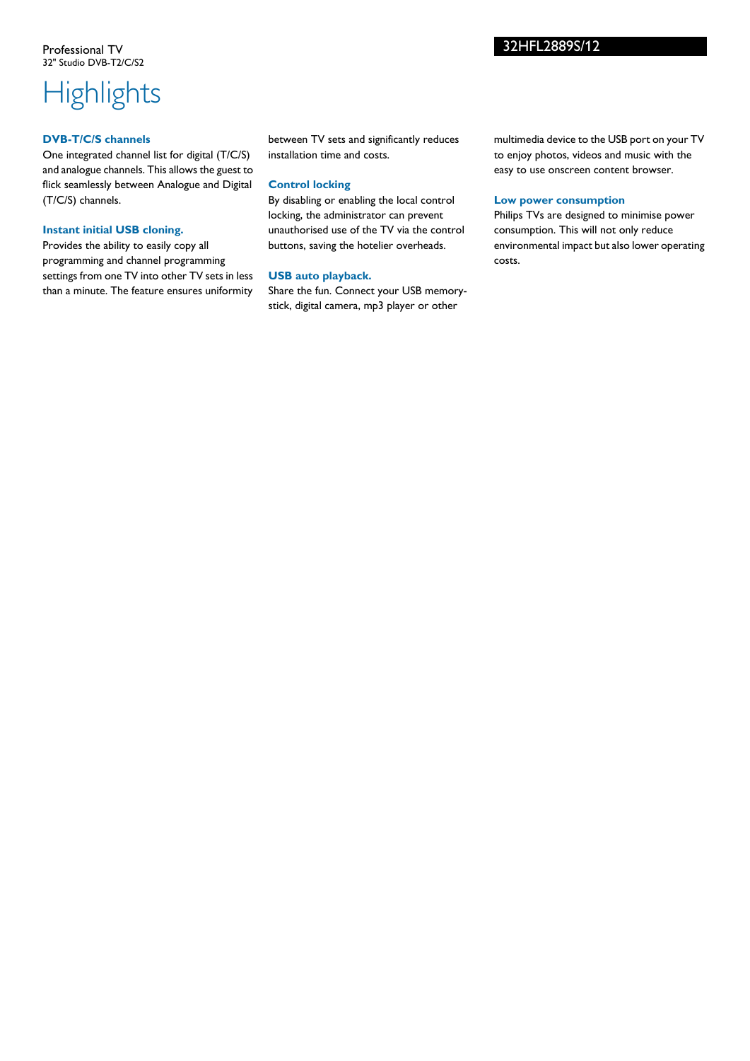# Highlights

### DVB-T/C/S channels

One integrated channel list for digital (T/C/S) and analogue channels. This allows the guest to flick seamlessly between Analogue and Digital (T/C/S) channels.

### Instant initial USB cloning.

Provides the ability to easily copy all programming and channel programming settings from one TV into other TV sets in less than a minute. The feature ensures uniformity between TV sets and significantly reduces installation time and costs.

### Control locking

By disabling or enabling the local control locking, the administrator can prevent unauthorised use of the TV via the control buttons, saving the hotelier overheads.

### USB auto playback.

Share the fun. Connect your USB memory-stick, digital camera, mp3 player or other multimedia device to the USB port on your TV to enjoy photos, videos and music with the easy to use onscreen content browser.

### Low power consumption

Philips TVs are designed to minimise power consumption. This will not only reduce environmental impact but also lower operating costs.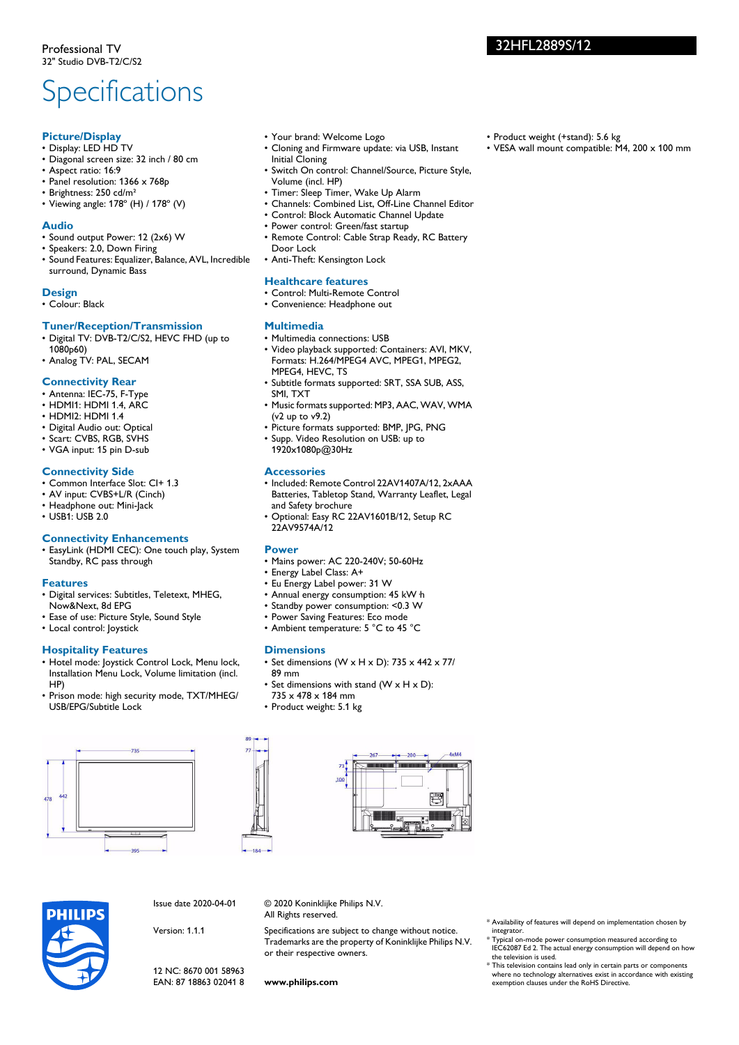Professional TV
32" Studio DVB-T2/C/S2

32HFL2889S/12

# Specifications

## Picture/Display

- Display: LED HD TV
- Diagonal screen size: 32 inch / 80 cm
- Aspect ratio: 16:9
- Panel resolution: 1366 x 768p
- Brightness: 250 cd/m²
- Viewing angle: 178° (H) / 178° (V)

## Audio

- Sound output Power: 12 (2x6) W
- Speakers: 2.0, Down Firing
- Sound Features: Equalizer, Balance, AVL, Incredible surround, Dynamic Bass

## Design

- Colour: Black

## Tuner/Reception/Transmission

- Digital TV: DVB-T2/C/S2, HEVC FHD (up to 1080p60)
- Analog TV: PAL, SECAM

## Connectivity Rear

- Antenna: IEC-75, F-Type
- HDMI1: HDMI 1.4, ARC
- HDMI2: HDMI 1.4
- Digital Audio out: Optical
- Scart: CVBS, RGB, SVHS
- VGA input: 15 pin D-sub

## Connectivity Side

- Common Interface Slot: CI+ 1.3
- AV input: CVBS+L/R (Cinch)
- Headphone out: Mini-Jack
- USB1: USB 2.0

## Connectivity Enhancements

- EasyLink (HDMI CEC): One touch play, System Standby, RC pass through

## Features

- Digital services: Subtitles, Teletext, MHEG, Now&Next, 8d EPG
- Ease of use: Picture Style, Sound Style
- Local control: Joystick

## Hospitality Features

- Hotel mode: Joystick Control Lock, Menu lock, Installation Menu Lock, Volume limitation (incl. HP)
- Prison mode: high security mode, TXT/MHEG/USB/EPG/Subtitle Lock
- Your brand: Welcome Logo
- Cloning and Firmware update: via USB, Instant Initial Cloning
- Switch On control: Channel/Source, Picture Style, Volume (incl. HP)
- Timer: Sleep Timer, Wake Up Alarm
- Channels: Combined List, Off-Line Channel Editor
- Control: Block Automatic Channel Update
- Power control: Green/fast startup
- Remote Control: Cable Strap Ready, RC Battery Door Lock
- Anti-Theft: Kensington Lock

## Healthcare features

- Control: Multi-Remote Control
- Convenience: Headphone out

## Multimedia

- Multimedia connections: USB
- Video playback supported: Containers: AVI, MKV, Formats: H.264/MPEG4 AVC, MPEG1, MPEG2, MPEG4, HEVC, TS
- Subtitle formats supported: SRT, SSA SUB, ASS, SMI, TXT
- Music formats supported: MP3, AAC, WAV, WMA (v2 up to v9.2)
- Picture formats supported: BMP, JPG, PNG
- Supp. Video Resolution on USB: up to 1920x1080p@30Hz

## Accessories

- Included: Remote Control 22AV1407A/12, 2xAAA Batteries, Tabletop Stand, Warranty Leaflet, Legal and Safety brochure
- Optional: Easy RC 22AV1601B/12, Setup RC 22AV9574A/12

## Power

- Mains power: AC 220-240V; 50-60Hz
- Energy Label Class: A+
- Eu Energy Label power: 31 W
- Annual energy consumption: 45 kW ·h
- Standby power consumption: <0.3 W
- Power Saving Features: Eco mode
- Ambient temperature: 5 °C to 45 °C

## Dimensions

- Set dimensions (W x H x D): 735 x 442 x 77/89 mm
- Set dimensions with stand (W x H x D): 735 x 478 x 184 mm
- Product weight: 5.1 kg
- Product weight (+stand): 5.6 kg
- VESA wall mount compatible: M4, 200 x 100 mm

735
478
442
395
89
77
184
267
200
4xM4
73
100

Issue date 2020-04-01

Version: 1.1.1

12 NC: 8670 001 58963
EAN: 87 18863 02041 8

© 2020 Koninklijke Philips N.V.
All Rights reserved.

Specifications are subject to change without notice. Trademarks are the property of Koninklijke Philips N.V. or their respective owners.

www.philips.com

* Availability of features will depend on implementation chosen by integrator.
* Typical on-mode power consumption measured according to IEC62087 Ed 2. The actual energy consumption will depend on how the television is used.
* This television contains lead only in certain parts or components where no technology alternatives exist in accordance with existing exemption clauses under the RoHS Directive.